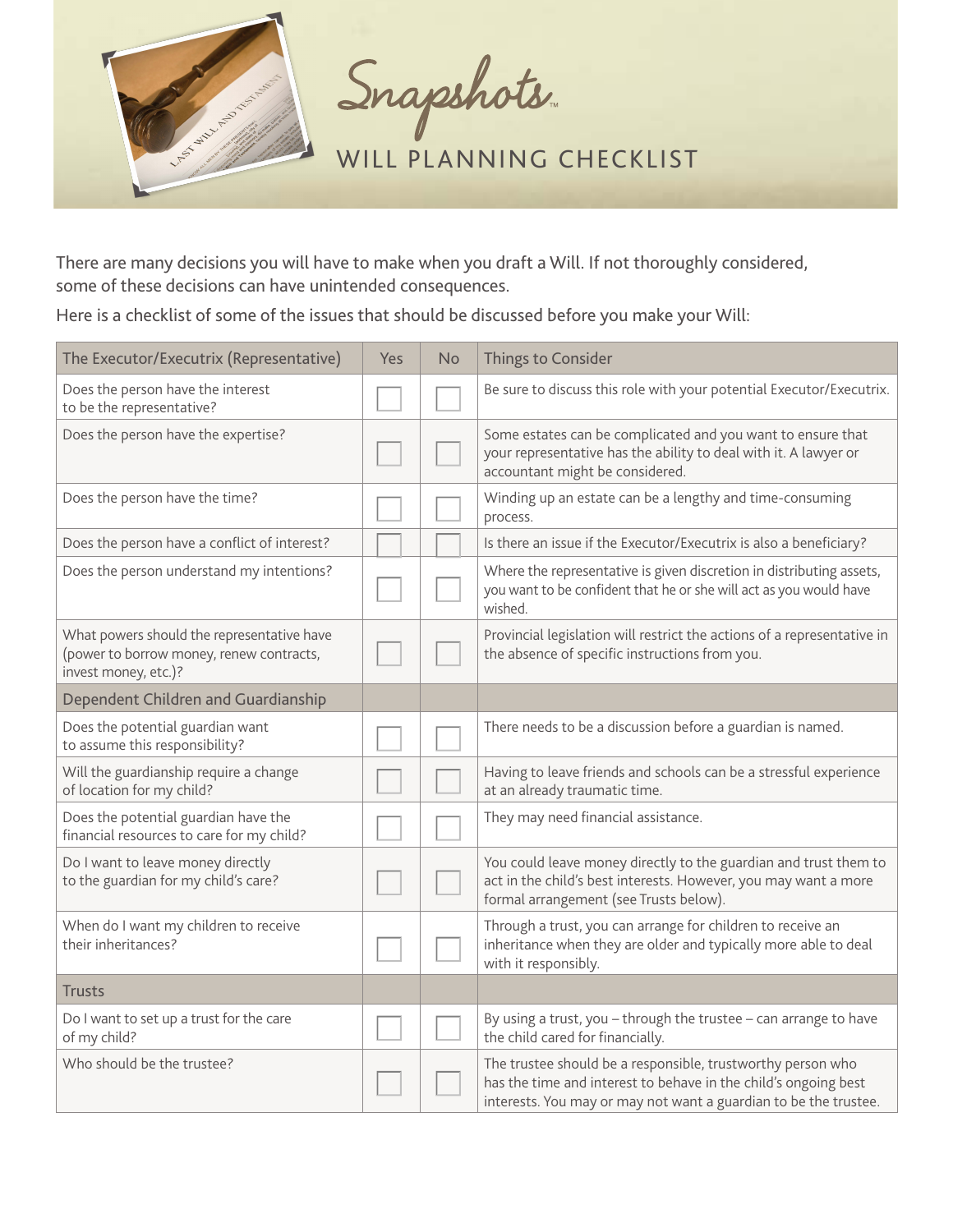# Snapshots™

## WILL PLANNING CHECKLIST

There are many decisions you will have to make when you draft a Will. If not thoroughly considered, some of these decisions can have unintended consequences.

Here is a checklist of some of the issues that should be discussed before you make your Will:

| The Executor/Executrix (Representative) | Yes | No | Things to Consider |
|---|---|---|---|
| Does the person have the interest to be the representative? | ☐ | ☐ | Be sure to discuss this role with your potential Executor/Executrix. |
| Does the person have the expertise? | ☐ | ☐ | Some estates can be complicated and you want to ensure that your representative has the ability to deal with it. A lawyer or accountant might be considered. |
| Does the person have the time? | ☐ | ☐ | Winding up an estate can be a lengthy and time-consuming process. |
| Does the person have a conflict of interest? | ☐ | ☐ | Is there an issue if the Executor/Executrix is also a beneficiary? |
| Does the person understand my intentions? | ☐ | ☐ | Where the representative is given discretion in distributing assets, you want to be confident that he or she will act as you would have wished. |
| What powers should the representative have (power to borrow money, renew contracts, invest money, etc.)? | ☐ | ☐ | Provincial legislation will restrict the actions of a representative in the absence of specific instructions from you. |
| **Dependent Children and Guardianship** | | | |
| Does the potential guardian want to assume this responsibility? | ☐ | ☐ | There needs to be a discussion before a guardian is named. |
| Will the guardianship require a change of location for my child? | ☐ | ☐ | Having to leave friends and schools can be a stressful experience at an already traumatic time. |
| Does the potential guardian have the financial resources to care for my child? | ☐ | ☐ | They may need financial assistance. |
| Do I want to leave money directly to the guardian for my child's care? | ☐ | ☐ | You could leave money directly to the guardian and trust them to act in the child's best interests. However, you may want a more formal arrangement (see Trusts below). |
| When do I want my children to receive their inheritances? | ☐ | ☐ | Through a trust, you can arrange for children to receive an inheritance when they are older and typically more able to deal with it responsibly. |
| **Trusts** | | | |
| Do I want to set up a trust for the care of my child? | ☐ | ☐ | By using a trust, you – through the trustee – can arrange to have the child cared for financially. |
| Who should be the trustee? | ☐ | ☐ | The trustee should be a responsible, trustworthy person who has the time and interest to behave in the child's ongoing best interests. You may or may not want a guardian to be the trustee. |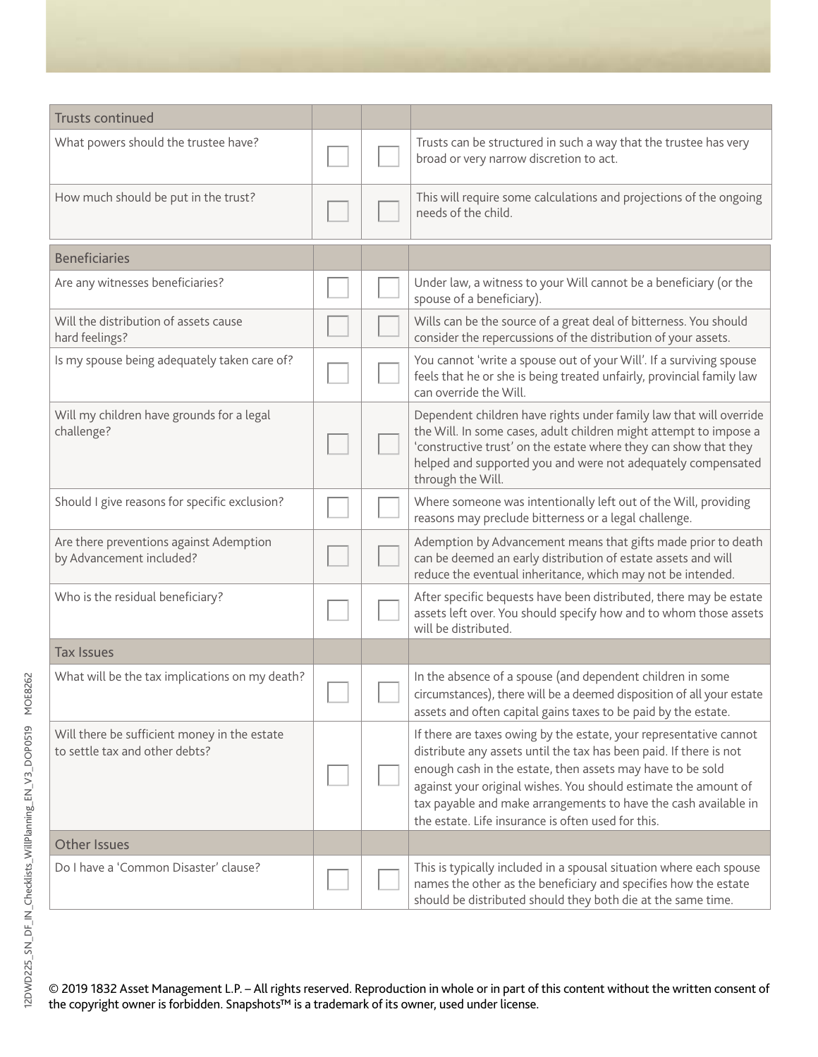| Trusts continued | | | |
|---|---|---|---|
| What powers should the trustee have? | ☐ | ☐ | Trusts can be structured in such a way that the trustee has very broad or very narrow discretion to act. |
| How much should be put in the trust? | ☐ | ☐ | This will require some calculations and projections of the ongoing needs of the child. |

| Beneficiaries | | | |
|---|---|---|---|
| Are any witnesses beneficiaries? | ☐ | ☐ | Under law, a witness to your Will cannot be a beneficiary (or the spouse of a beneficiary). |
| Will the distribution of assets cause hard feelings? | ☐ | ☐ | Wills can be the source of a great deal of bitterness. You should consider the repercussions of the distribution of your assets. |
| Is my spouse being adequately taken care of? | ☐ | ☐ | You cannot 'write a spouse out of your Will'. If a surviving spouse feels that he or she is being treated unfairly, provincial family law can override the Will. |
| Will my children have grounds for a legal challenge? | ☐ | ☐ | Dependent children have rights under family law that will override the Will. In some cases, adult children might attempt to impose a 'constructive trust' on the estate where they can show that they helped and supported you and were not adequately compensated through the Will. |
| Should I give reasons for specific exclusion? | ☐ | ☐ | Where someone was intentionally left out of the Will, providing reasons may preclude bitterness or a legal challenge. |
| Are there preventions against Ademption by Advancement included? | ☐ | ☐ | Ademption by Advancement means that gifts made prior to death can be deemed an early distribution of estate assets and will reduce the eventual inheritance, which may not be intended. |
| Who is the residual beneficiary? | ☐ | ☐ | After specific bequests have been distributed, there may be estate assets left over. You should specify how and to whom those assets will be distributed. |
| **Tax Issues** | | | |
| What will be the tax implications on my death? | ☐ | ☐ | In the absence of a spouse (and dependent children in some circumstances), there will be a deemed disposition of all your estate assets and often capital gains taxes to be paid by the estate. |
| Will there be sufficient money in the estate to settle tax and other debts? | ☐ | ☐ | If there are taxes owing by the estate, your representative cannot distribute any assets until the tax has been paid. If there is not enough cash in the estate, then assets may have to be sold against your original wishes. You should estimate the amount of tax payable and make arrangements to have the cash available in the estate. Life insurance is often used for this. |
| **Other Issues** | | | |
| Do I have a 'Common Disaster' clause? | ☐ | ☐ | This is typically included in a spousal situation where each spouse names the other as the beneficiary and specifies how the estate should be distributed should they both die at the same time. |

© 2019 1832 Asset Management L.P. – All rights reserved. Reproduction in whole or in part of this content without the written consent of the copyright owner is forbidden. Snapshots™ is a trademark of its owner, used under license.

12DWD225_SN_DF_IN_Checklists_WillPlanning_EN_V3_DOP0519 MOE8262